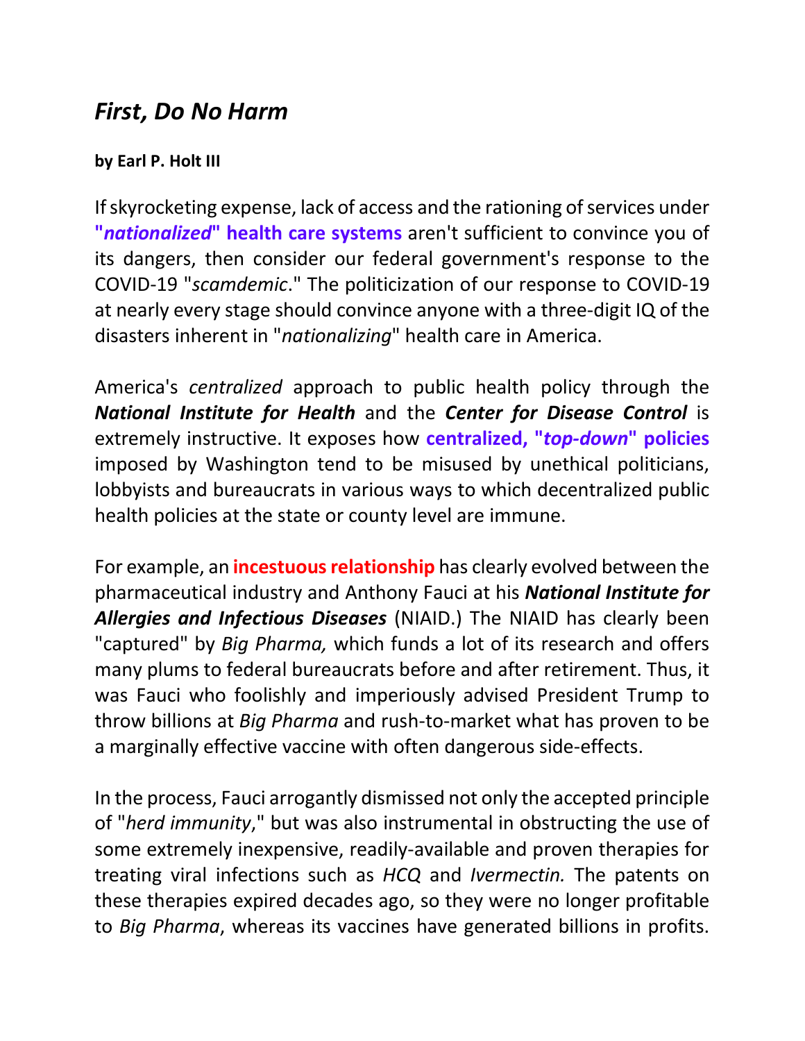## *First, Do No Harm*

**by Earl P. Holt III**

If skyrocketing expense, lack of access and the rationing of services under **"*nationalized*" health care systems** aren't sufficient to convince you of its dangers, then consider our federal government's response to the COVID-19 "*scamdemic*." The politicization of our response to COVID-19 at nearly every stage should convince anyone with a three-digit IQ of the disasters inherent in "*nationalizing*" health care in America.

America's *centralized* approach to public health policy through the ***National Institute for Health*** and the ***Center for Disease Control*** is extremely instructive. It exposes how **centralized, "*top-down*" policies** imposed by Washington tend to be misused by unethical politicians, lobbyists and bureaucrats in various ways to which decentralized public health policies at the state or county level are immune.

For example, an **incestuous relationship** has clearly evolved between the pharmaceutical industry and Anthony Fauci at his ***National Institute for Allergies and Infectious Diseases*** (NIAID.) The NIAID has clearly been "captured" by *Big Pharma,* which funds a lot of its research and offers many plums to federal bureaucrats before and after retirement. Thus, it was Fauci who foolishly and imperiously advised President Trump to throw billions at *Big Pharma* and rush-to-market what has proven to be a marginally effective vaccine with often dangerous side-effects.

In the process, Fauci arrogantly dismissed not only the accepted principle of "*herd immunity*," but was also instrumental in obstructing the use of some extremely inexpensive, readily-available and proven therapies for treating viral infections such as *HCQ* and *Ivermectin.* The patents on these therapies expired decades ago, so they were no longer profitable to *Big Pharma*, whereas its vaccines have generated billions in profits.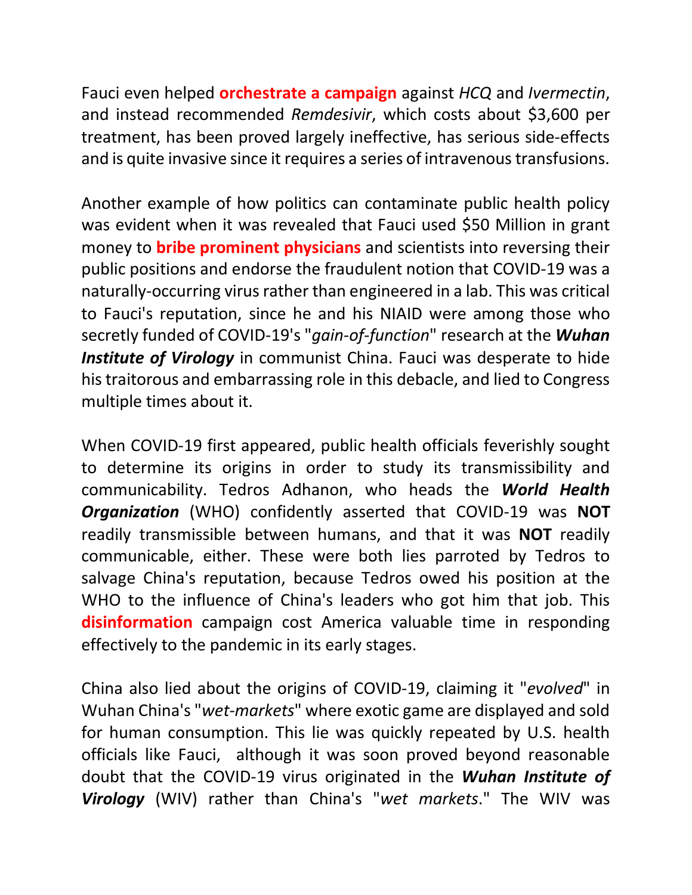Fauci even helped **orchestrate a campaign** against *HCQ* and *Ivermectin*, and instead recommended *Remdesivir*, which costs about $3,600 per treatment, has been proved largely ineffective, has serious side-effects and is quite invasive since it requires a series of intravenous transfusions.

Another example of how politics can contaminate public health policy was evident when it was revealed that Fauci used $50 Million in grant money to **bribe prominent physicians** and scientists into reversing their public positions and endorse the fraudulent notion that COVID-19 was a naturally-occurring virus rather than engineered in a lab. This was critical to Fauci's reputation, since he and his NIAID were among those who secretly funded of COVID-19's "*gain-of-function*" research at the ***Wuhan Institute of Virology*** in communist China. Fauci was desperate to hide his traitorous and embarrassing role in this debacle, and lied to Congress multiple times about it.

When COVID-19 first appeared, public health officials feverishly sought to determine its origins in order to study its transmissibility and communicability. Tedros Adhanon, who heads the ***World Health Organization*** (WHO) confidently asserted that COVID-19 was **NOT** readily transmissible between humans, and that it was **NOT** readily communicable, either. These were both lies parroted by Tedros to salvage China's reputation, because Tedros owed his position at the WHO to the influence of China's leaders who got him that job. This **disinformation** campaign cost America valuable time in responding effectively to the pandemic in its early stages.

China also lied about the origins of COVID-19, claiming it "*evolved*" in Wuhan China's "*wet-markets*" where exotic game are displayed and sold for human consumption. This lie was quickly repeated by U.S. health officials like Fauci, although it was soon proved beyond reasonable doubt that the COVID-19 virus originated in the ***Wuhan Institute of Virology*** (WIV) rather than China's "*wet markets*." The WIV was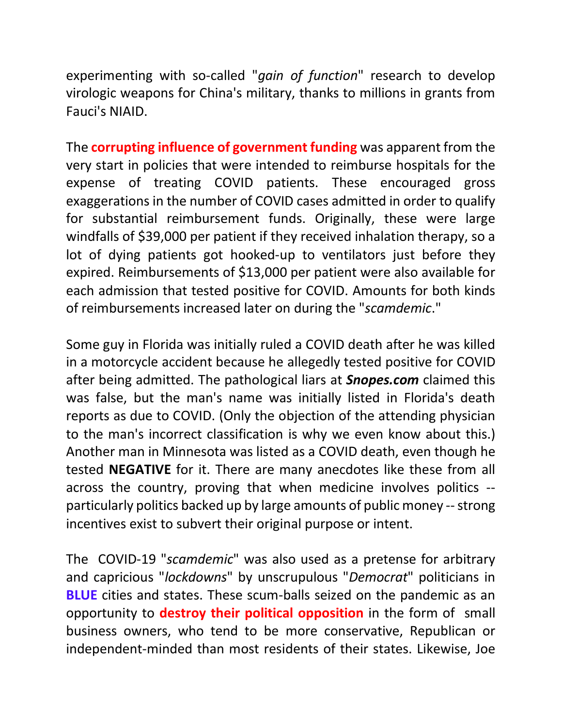experimenting with so-called "*gain of function*" research to develop virologic weapons for China's military, thanks to millions in grants from Fauci's NIAID.

The **corrupting influence of government funding** was apparent from the very start in policies that were intended to reimburse hospitals for the expense of treating COVID patients. These encouraged gross exaggerations in the number of COVID cases admitted in order to qualify for substantial reimbursement funds. Originally, these were large windfalls of $39,000 per patient if they received inhalation therapy, so a lot of dying patients got hooked-up to ventilators just before they expired. Reimbursements of $13,000 per patient were also available for each admission that tested positive for COVID. Amounts for both kinds of reimbursements increased later on during the "*scamdemic*."

Some guy in Florida was initially ruled a COVID death after he was killed in a motorcycle accident because he allegedly tested positive for COVID after being admitted. The pathological liars at ***Snopes.com*** claimed this was false, but the man's name was initially listed in Florida's death reports as due to COVID. (Only the objection of the attending physician to the man's incorrect classification is why we even know about this.) Another man in Minnesota was listed as a COVID death, even though he tested **NEGATIVE** for it. There are many anecdotes like these from all across the country, proving that when medicine involves politics -- particularly politics backed up by large amounts of public money -- strong incentives exist to subvert their original purpose or intent.

The COVID-19 "*scamdemic*" was also used as a pretense for arbitrary and capricious "*lockdowns*" by unscrupulous "*Democrat*" politicians in **BLUE** cities and states. These scum-balls seized on the pandemic as an opportunity to **destroy their political opposition** in the form of small business owners, who tend to be more conservative, Republican or independent-minded than most residents of their states. Likewise, Joe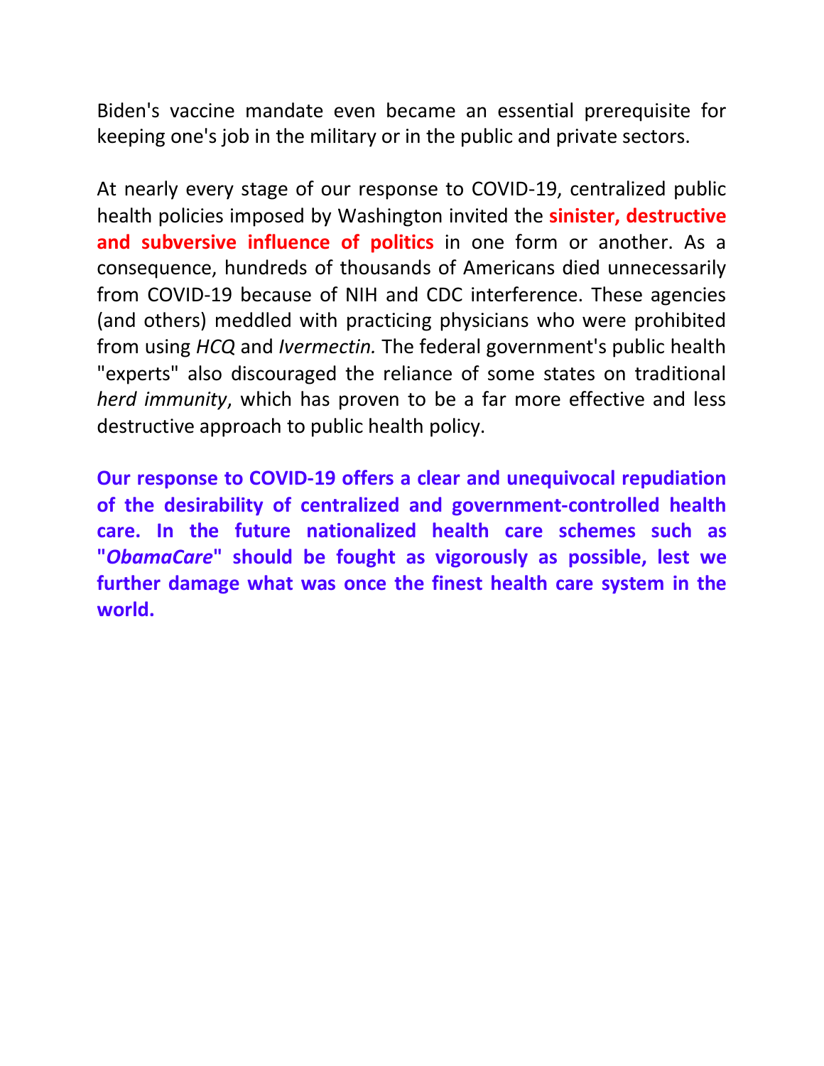Biden's vaccine mandate even became an essential prerequisite for keeping one's job in the military or in the public and private sectors.

At nearly every stage of our response to COVID-19, centralized public health policies imposed by Washington invited the **sinister, destructive and subversive influence of politics** in one form or another. As a consequence, hundreds of thousands of Americans died unnecessarily from COVID-19 because of NIH and CDC interference. These agencies (and others) meddled with practicing physicians who were prohibited from using *HCQ* and *Ivermectin.* The federal government's public health "experts" also discouraged the reliance of some states on traditional *herd immunity*, which has proven to be a far more effective and less destructive approach to public health policy.

**Our response to COVID-19 offers a clear and unequivocal repudiation of the desirability of centralized and government-controlled health care. In the future nationalized health care schemes such as "*ObamaCare*" should be fought as vigorously as possible, lest we further damage what was once the finest health care system in the world.**